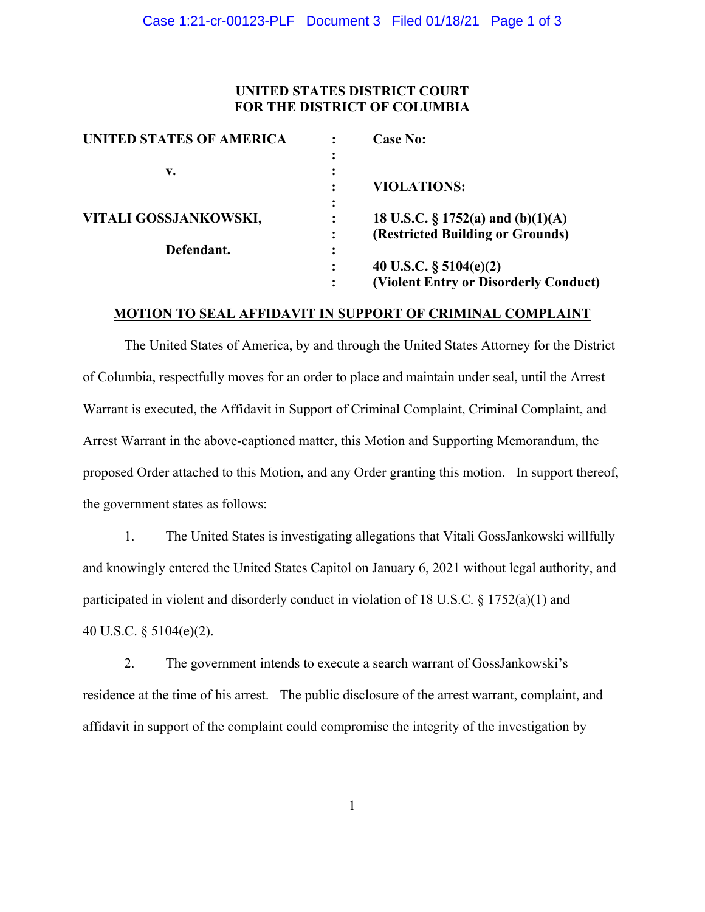**UNITED STATES DISTRICT COURT**
**FOR THE DISTRICT OF COLUMBIA**

| | | |
|---|---|---|
| **UNITED STATES OF AMERICA** | : | **Case No:** |
| | : | |
| **v.** | : | |
| | : | **VIOLATIONS:** |
| | : | |
| **VITALI GOSSJANKOWSKI,** | : | **18 U.S.C. § 1752(a) and (b)(1)(A)** |
| | : | **(Restricted Building or Grounds)** |
| **Defendant.** | : | |
| | : | **40 U.S.C. § 5104(e)(2)** |
| | : | **(Violent Entry or Disorderly Conduct)** |

**MOTION TO SEAL AFFIDAVIT IN SUPPORT OF CRIMINAL COMPLAINT**

The United States of America, by and through the United States Attorney for the District of Columbia, respectfully moves for an order to place and maintain under seal, until the Arrest Warrant is executed, the Affidavit in Support of Criminal Complaint, Criminal Complaint, and Arrest Warrant in the above-captioned matter, this Motion and Supporting Memorandum, the proposed Order attached to this Motion, and any Order granting this motion. In support thereof, the government states as follows:

1. The United States is investigating allegations that Vitali GossJankowski willfully and knowingly entered the United States Capitol on January 6, 2021 without legal authority, and participated in violent and disorderly conduct in violation of 18 U.S.C. § 1752(a)(1) and 40 U.S.C. § 5104(e)(2).

2. The government intends to execute a search warrant of GossJankowski's residence at the time of his arrest. The public disclosure of the arrest warrant, complaint, and affidavit in support of the complaint could compromise the integrity of the investigation by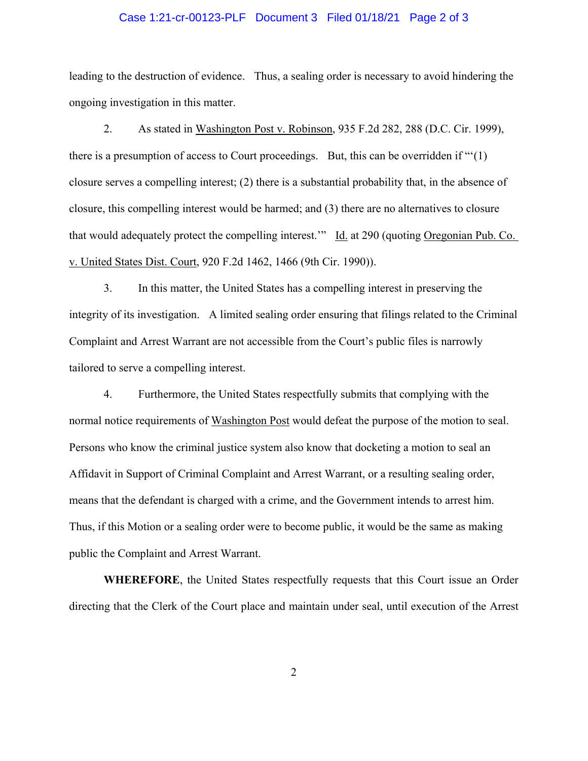leading to the destruction of evidence. Thus, a sealing order is necessary to avoid hindering the ongoing investigation in this matter.

2. As stated in Washington Post v. Robinson, 935 F.2d 282, 288 (D.C. Cir. 1999), there is a presumption of access to Court proceedings. But, this can be overridden if "'(1) closure serves a compelling interest; (2) there is a substantial probability that, in the absence of closure, this compelling interest would be harmed; and (3) there are no alternatives to closure that would adequately protect the compelling interest.'" Id. at 290 (quoting Oregonian Pub. Co. v. United States Dist. Court, 920 F.2d 1462, 1466 (9th Cir. 1990)).

3. In this matter, the United States has a compelling interest in preserving the integrity of its investigation. A limited sealing order ensuring that filings related to the Criminal Complaint and Arrest Warrant are not accessible from the Court's public files is narrowly tailored to serve a compelling interest.

4. Furthermore, the United States respectfully submits that complying with the normal notice requirements of Washington Post would defeat the purpose of the motion to seal. Persons who know the criminal justice system also know that docketing a motion to seal an Affidavit in Support of Criminal Complaint and Arrest Warrant, or a resulting sealing order, means that the defendant is charged with a crime, and the Government intends to arrest him. Thus, if this Motion or a sealing order were to become public, it would be the same as making public the Complaint and Arrest Warrant.

**WHEREFORE**, the United States respectfully requests that this Court issue an Order directing that the Clerk of the Court place and maintain under seal, until execution of the Arrest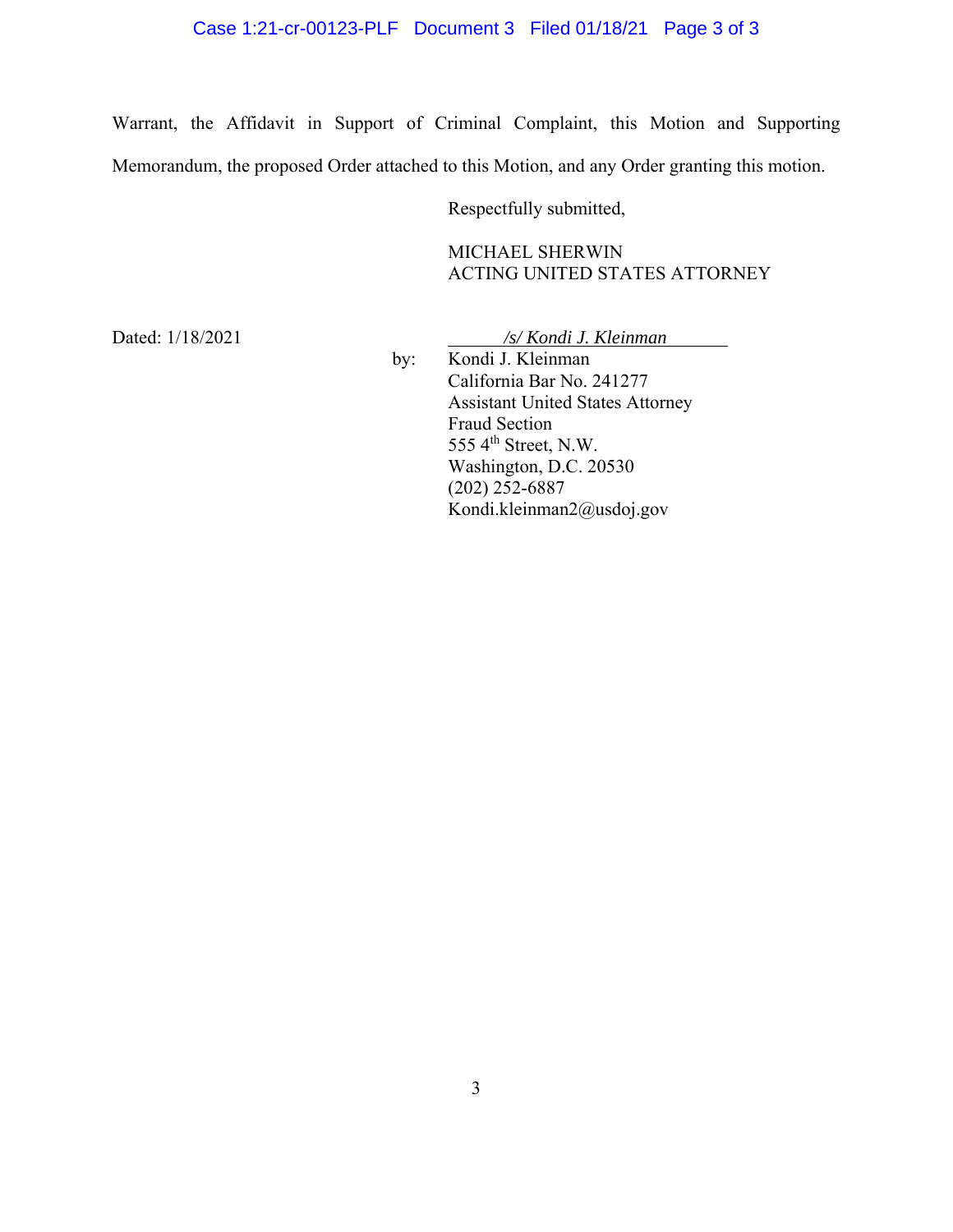Warrant, the Affidavit in Support of Criminal Complaint, this Motion and Supporting Memorandum, the proposed Order attached to this Motion, and any Order granting this motion.

Respectfully submitted,

MICHAEL SHERWIN
ACTING UNITED STATES ATTORNEY

Dated: 1/18/2021

*/s/ Kondi J. Kleinman*

by: Kondi J. Kleinman
California Bar No. 241277
Assistant United States Attorney
Fraud Section
555 4th Street, N.W.
Washington, D.C. 20530
(202) 252-6887
Kondi.kleinman2@usdoj.gov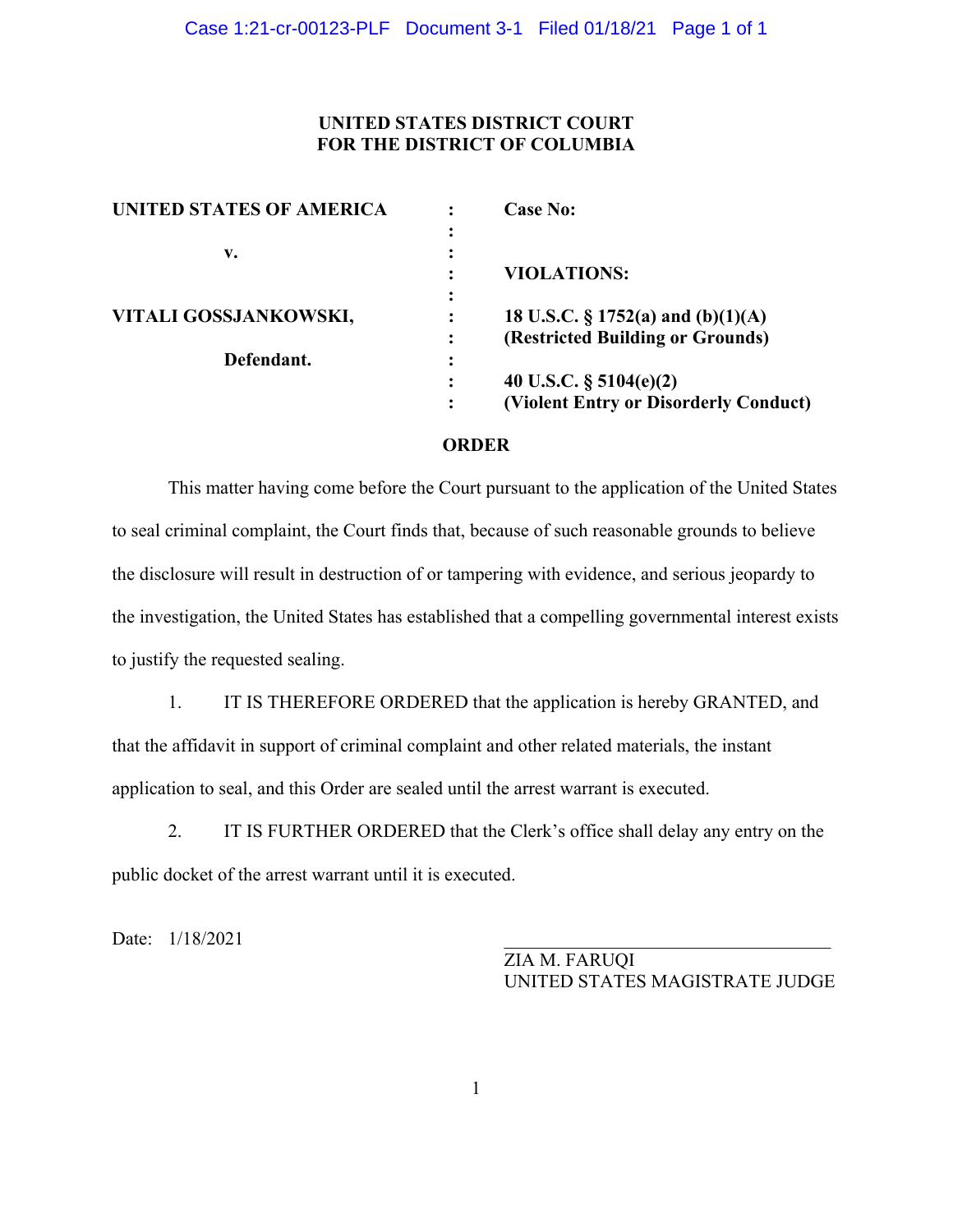**UNITED STATES DISTRICT COURT**
**FOR THE DISTRICT OF COLUMBIA**

| | | |
|---|---|---|
| **UNITED STATES OF AMERICA** | : | **Case No:** |
| | : | |
| **v.** | : | |
| | : | **VIOLATIONS:** |
| | : | |
| **VITALI GOSSJANKOWSKI,** | : | **18 U.S.C. § 1752(a) and (b)(1)(A)** |
| | : | **(Restricted Building or Grounds)** |
| **Defendant.** | : | |
| | : | **40 U.S.C. § 5104(e)(2)** |
| | : | **(Violent Entry or Disorderly Conduct)** |

**ORDER**

This matter having come before the Court pursuant to the application of the United States to seal criminal complaint, the Court finds that, because of such reasonable grounds to believe the disclosure will result in destruction of or tampering with evidence, and serious jeopardy to the investigation, the United States has established that a compelling governmental interest exists to justify the requested sealing.

1. IT IS THEREFORE ORDERED that the application is hereby GRANTED, and that the affidavit in support of criminal complaint and other related materials, the instant application to seal, and this Order are sealed until the arrest warrant is executed.

2. IT IS FURTHER ORDERED that the Clerk's office shall delay any entry on the public docket of the arrest warrant until it is executed.

Date: 1/18/2021

\_\_\_\_\_\_\_\_\_\_\_\_\_\_\_\_\_\_\_\_\_\_\_\_\_\_\_\_\_\_\_\_\_\_\_\_
ZIA M. FARUQI
UNITED STATES MAGISTRATE JUDGE